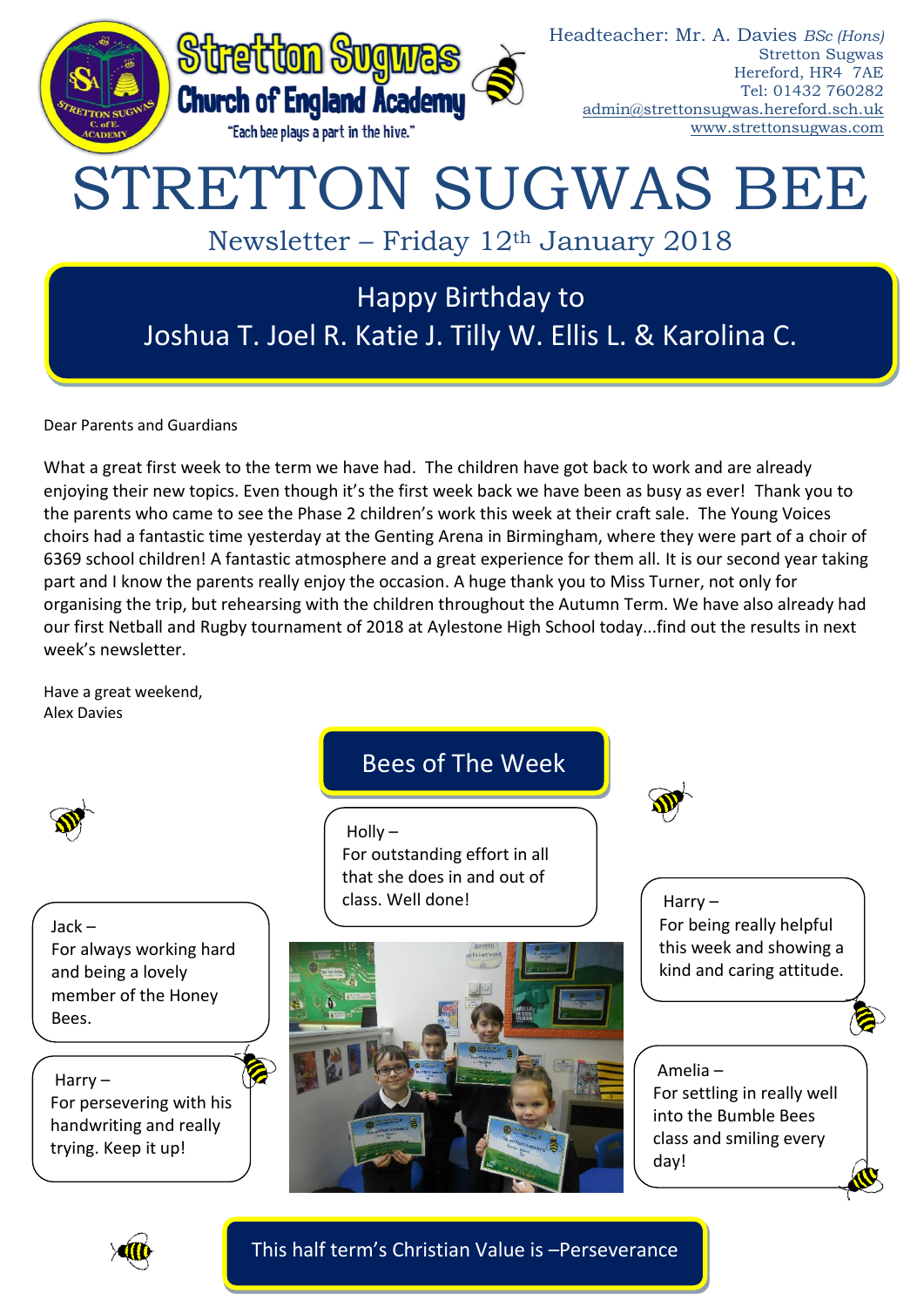Stretton Sugwas Church of England Academy

"Each bee plays a part in the hive."

Headteacher: Mr. A. Davies *BSc (Hons)*
Stretton Sugwas
Hereford, HR4 7AE
Tel: 01432 760282
admin@strettonsugwas.hereford.sch.uk
www.strettonsugwas.com

# STRETTON SUGWAS BEE

## Newsletter – Friday 12th January 2018

**Happy Birthday to**
**Joshua T. Joel R. Katie J. Tilly W. Ellis L. & Karolina C.**

Dear Parents and Guardians

What a great first week to the term we have had. The children have got back to work and are already enjoying their new topics. Even though it's the first week back we have been as busy as ever! Thank you to the parents who came to see the Phase 2 children's work this week at their craft sale. The Young Voices choirs had a fantastic time yesterday at the Genting Arena in Birmingham, where they were part of a choir of 6369 school children! A fantastic atmosphere and a great experience for them all. It is our second year taking part and I know the parents really enjoy the occasion. A huge thank you to Miss Turner, not only for organising the trip, but rehearsing with the children throughout the Autumn Term. We have also already had our first Netball and Rugby tournament of 2018 at Aylestone High School today...find out the results in next week's newsletter.

Have a great weekend,
Alex Davies

## Bees of The Week

Holly – For outstanding effort in all that she does in and out of class. Well done!

Jack – For always working hard and being a lovely member of the Honey Bees.

Harry – For persevering with his handwriting and really trying. Keep it up!

Harry – For being really helpful this week and showing a kind and caring attitude.

Amelia – For settling in really well into the Bumble Bees class and smiling every day!

**This half term's Christian Value is –Perseverance**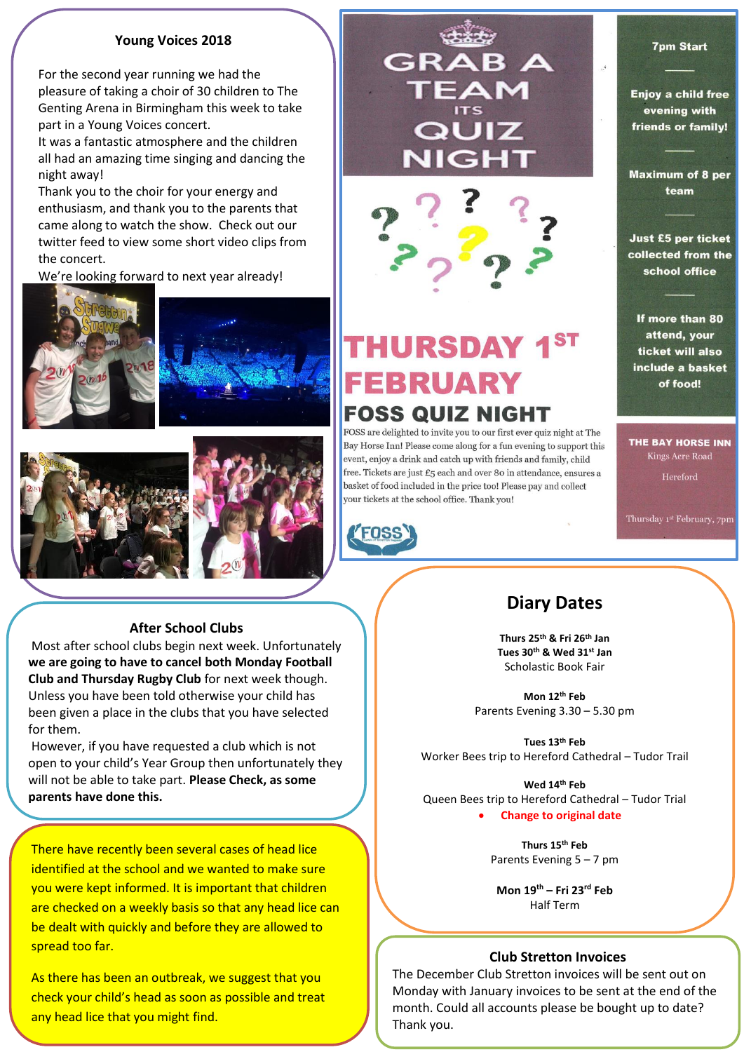## Young Voices 2018

For the second year running we had the pleasure of taking a choir of 30 children to The Genting Arena in Birmingham this week to take part in a Young Voices concert.

It was a fantastic atmosphere and the children all had an amazing time singing and dancing the night away!

Thank you to the choir for your energy and enthusiasm, and thank you to the parents that came along to watch the show. Check out our twitter feed to view some short video clips from the concert.

We're looking forward to next year already!

# GRAB A TEAM ITS QUIZ NIGHT

# THURSDAY 1ST FEBRUARY

## FOSS QUIZ NIGHT

FOSS are delighted to invite you to our first ever quiz night at The Bay Horse Inn! Please come along for a fun evening to support this event, enjoy a drink and catch up with friends and family, child free. Tickets are just £5 each and over 80 in attendance, ensures a basket of food included in the price too! Please pay and collect your tickets at the school office. Thank you!

FOSS

**7pm Start**

**Enjoy a child free evening with friends or family!**

**Maximum of 8 per team**

**Just £5 per ticket collected from the school office**

**If more than 80 attend, your ticket will also include a basket of food!**

**THE BAY HORSE INN**
Kings Acre Road
Hereford

Thursday 1st February, 7pm

## After School Clubs

Most after school clubs begin next week. Unfortunately **we are going to have to cancel both Monday Football Club and Thursday Rugby Club** for next week though. Unless you have been told otherwise your child has been given a place in the clubs that you have selected for them.

However, if you have requested a club which is not open to your child's Year Group then unfortunately they will not be able to take part. **Please Check, as some parents have done this.**

There have recently been several cases of head lice identified at the school and we wanted to make sure you were kept informed. It is important that children are checked on a weekly basis so that any head lice can be dealt with quickly and before they are allowed to spread too far.

As there has been an outbreak, we suggest that you check your child's head as soon as possible and treat any head lice that you might find.

## Diary Dates

**Thurs 25th & Fri 26th Jan**
**Tues 30th & Wed 31st Jan**
Scholastic Book Fair

**Mon 12th Feb**
Parents Evening 3.30 – 5.30 pm

**Tues 13th Feb**
Worker Bees trip to Hereford Cathedral – Tudor Trail

**Wed 14th Feb**
Queen Bees trip to Hereford Cathedral – Tudor Trial

- **Change to original date**

**Thurs 15th Feb**
Parents Evening 5 – 7 pm

**Mon 19th – Fri 23rd Feb**
Half Term

## Club Stretton Invoices

The December Club Stretton invoices will be sent out on Monday with January invoices to be sent at the end of the month. Could all accounts please be bought up to date? Thank you.